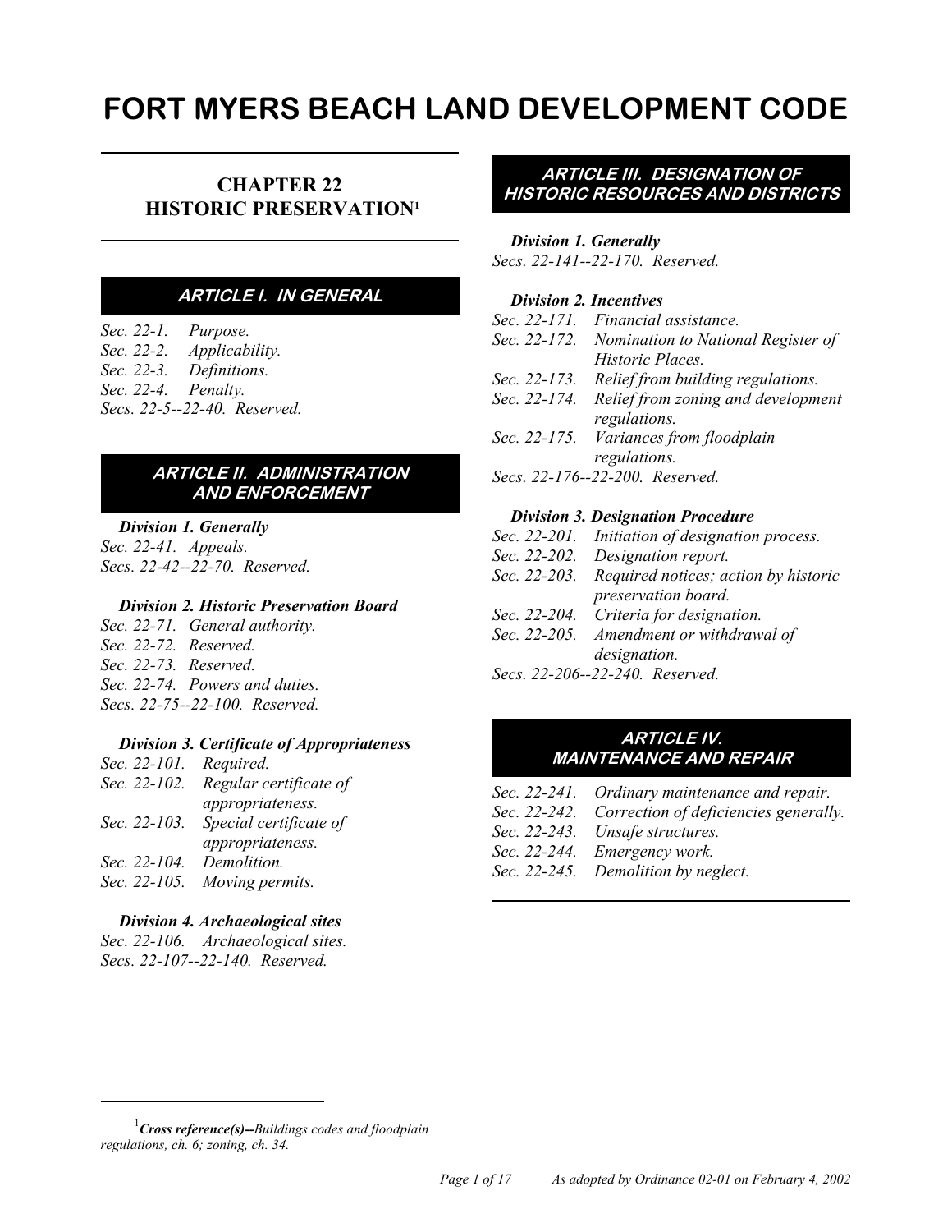# FORT MYERS BEACH LAND DEVELOPMENT CODE

## CHAPTER 22 HISTORIC PRESERVATION[1]

### ARTICLE I. IN GENERAL

*Sec. 22-1. Purpose.*
*Sec. 22-2. Applicability.*
*Sec. 22-3. Definitions.*
*Sec. 22-4. Penalty.*
*Secs. 22-5--22-40. Reserved.*

### ARTICLE II. ADMINISTRATION AND ENFORCEMENT

***Division 1. Generally***

*Sec. 22-41. Appeals.*
*Secs. 22-42--22-70. Reserved.*

***Division 2. Historic Preservation Board***

*Sec. 22-71. General authority.*
*Sec. 22-72. Reserved.*
*Sec. 22-73. Reserved.*
*Sec. 22-74. Powers and duties.*
*Secs. 22-75--22-100. Reserved.*

***Division 3. Certificate of Appropriateness***

*Sec. 22-101. Required.*
*Sec. 22-102. Regular certificate of appropriateness.*
*Sec. 22-103. Special certificate of appropriateness.*
*Sec. 22-104. Demolition.*
*Sec. 22-105. Moving permits.*

***Division 4. Archaeological sites***

*Sec. 22-106. Archaeological sites.*
*Secs. 22-107--22-140. Reserved.*

### ARTICLE III. DESIGNATION OF HISTORIC RESOURCES AND DISTRICTS

***Division 1. Generally***

*Secs. 22-141--22-170. Reserved.*

***Division 2. Incentives***

*Sec. 22-171. Financial assistance.*
*Sec. 22-172. Nomination to National Register of Historic Places.*
*Sec. 22-173. Relief from building regulations.*
*Sec. 22-174. Relief from zoning and development regulations.*
*Sec. 22-175. Variances from floodplain regulations.*
*Secs. 22-176--22-200. Reserved.*

***Division 3. Designation Procedure***

*Sec. 22-201. Initiation of designation process.*
*Sec. 22-202. Designation report.*
*Sec. 22-203. Required notices; action by historic preservation board.*
*Sec. 22-204. Criteria for designation.*
*Sec. 22-205. Amendment or withdrawal of designation.*
*Secs. 22-206--22-240. Reserved.*

### ARTICLE IV. MAINTENANCE AND REPAIR

*Sec. 22-241. Ordinary maintenance and repair.*
*Sec. 22-242. Correction of deficiencies generally.*
*Sec. 22-243. Unsafe structures.*
*Sec. 22-244. Emergency work.*
*Sec. 22-245. Demolition by neglect.*

---

[1]***Cross reference(s)--****Buildings codes and floodplain regulations, ch. 6; zoning, ch. 34.*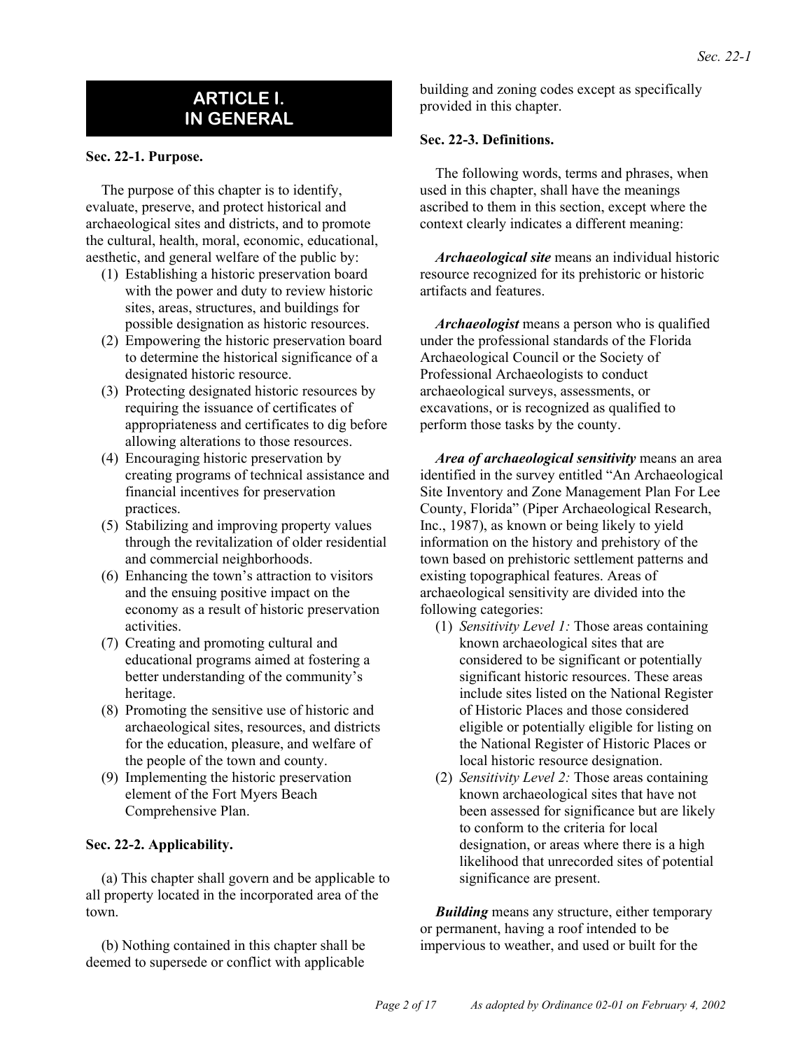## ARTICLE I. IN GENERAL

### Sec. 22-1. Purpose.

The purpose of this chapter is to identify, evaluate, preserve, and protect historical and archaeological sites and districts, and to promote the cultural, health, moral, economic, educational, aesthetic, and general welfare of the public by:

1. Establishing a historic preservation board with the power and duty to review historic sites, areas, structures, and buildings for possible designation as historic resources.
2. Empowering the historic preservation board to determine the historical significance of a designated historic resource.
3. Protecting designated historic resources by requiring the issuance of certificates of appropriateness and certificates to dig before allowing alterations to those resources.
4. Encouraging historic preservation by creating programs of technical assistance and financial incentives for preservation practices.
5. Stabilizing and improving property values through the revitalization of older residential and commercial neighborhoods.
6. Enhancing the town's attraction to visitors and the ensuing positive impact on the economy as a result of historic preservation activities.
7. Creating and promoting cultural and educational programs aimed at fostering a better understanding of the community's heritage.
8. Promoting the sensitive use of historic and archaeological sites, resources, and districts for the education, pleasure, and welfare of the people of the town and county.
9. Implementing the historic preservation element of the Fort Myers Beach Comprehensive Plan.

### Sec. 22-2. Applicability.

(a) This chapter shall govern and be applicable to all property located in the incorporated area of the town.

(b) Nothing contained in this chapter shall be deemed to supersede or conflict with applicable building and zoning codes except as specifically provided in this chapter.

### Sec. 22-3. Definitions.

The following words, terms and phrases, when used in this chapter, shall have the meanings ascribed to them in this section, except where the context clearly indicates a different meaning:

***Archaeological site*** means an individual historic resource recognized for its prehistoric or historic artifacts and features.

***Archaeologist*** means a person who is qualified under the professional standards of the Florida Archaeological Council or the Society of Professional Archaeologists to conduct archaeological surveys, assessments, or excavations, or is recognized as qualified to perform those tasks by the county.

***Area of archaeological sensitivity*** means an area identified in the survey entitled "An Archaeological Site Inventory and Zone Management Plan For Lee County, Florida" (Piper Archaeological Research, Inc., 1987), as known or being likely to yield information on the history and prehistory of the town based on prehistoric settlement patterns and existing topographical features. Areas of archaeological sensitivity are divided into the following categories:

1. *Sensitivity Level 1:* Those areas containing known archaeological sites that are considered to be significant or potentially significant historic resources. These areas include sites listed on the National Register of Historic Places and those considered eligible or potentially eligible for listing on the National Register of Historic Places or local historic resource designation.
2. *Sensitivity Level 2:* Those areas containing known archaeological sites that have not been assessed for significance but are likely to conform to the criteria for local designation, or areas where there is a high likelihood that unrecorded sites of potential significance are present.

***Building*** means any structure, either temporary or permanent, having a roof intended to be impervious to weather, and used or built for the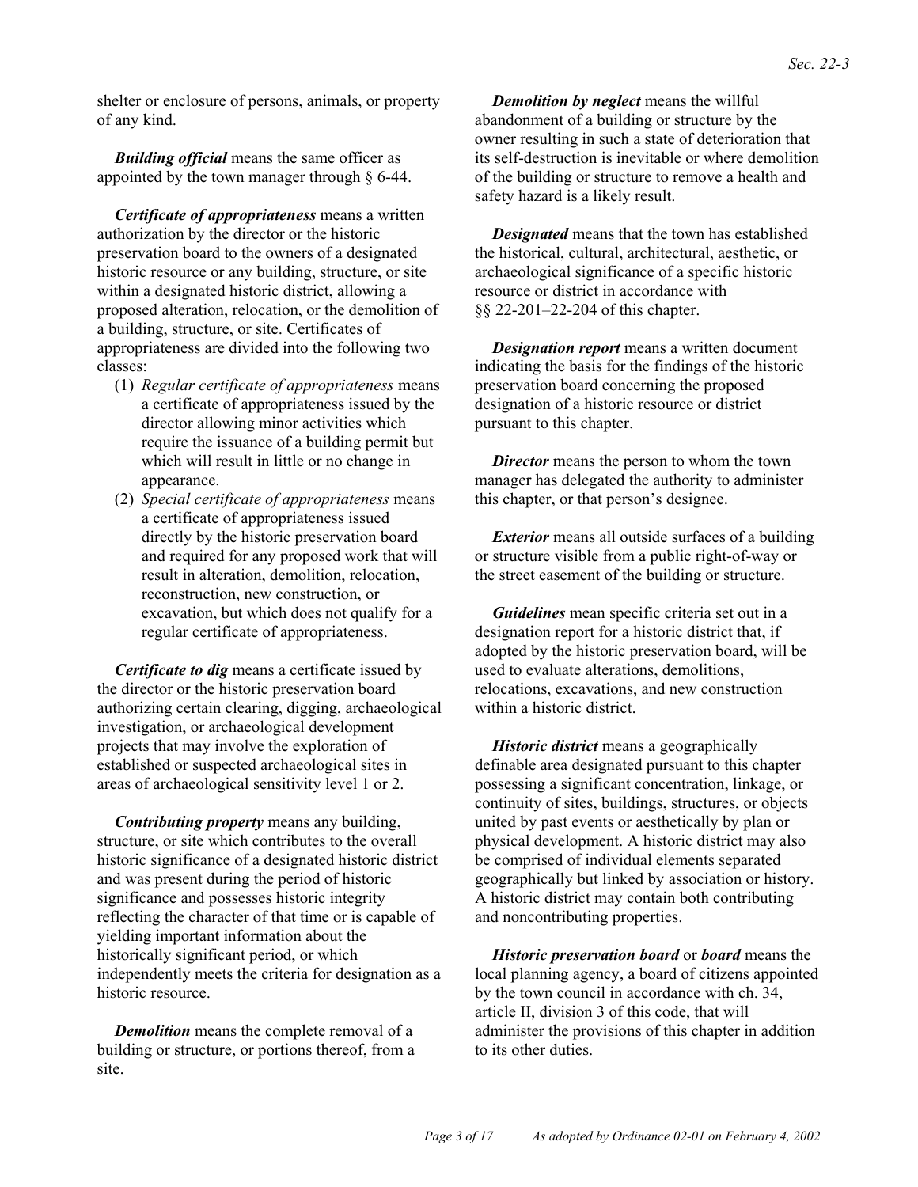shelter or enclosure of persons, animals, or property of any kind.

***Building official*** means the same officer as appointed by the town manager through § 6-44.

***Certificate of appropriateness*** means a written authorization by the director or the historic preservation board to the owners of a designated historic resource or any building, structure, or site within a designated historic district, allowing a proposed alteration, relocation, or the demolition of a building, structure, or site. Certificates of appropriateness are divided into the following two classes:

(1) *Regular certificate of appropriateness* means a certificate of appropriateness issued by the director allowing minor activities which require the issuance of a building permit but which will result in little or no change in appearance.
(2) *Special certificate of appropriateness* means a certificate of appropriateness issued directly by the historic preservation board and required for any proposed work that will result in alteration, demolition, relocation, reconstruction, new construction, or excavation, but which does not qualify for a regular certificate of appropriateness.

***Certificate to dig*** means a certificate issued by the director or the historic preservation board authorizing certain clearing, digging, archaeological investigation, or archaeological development projects that may involve the exploration of established or suspected archaeological sites in areas of archaeological sensitivity level 1 or 2.

***Contributing property*** means any building, structure, or site which contributes to the overall historic significance of a designated historic district and was present during the period of historic significance and possesses historic integrity reflecting the character of that time or is capable of yielding important information about the historically significant period, or which independently meets the criteria for designation as a historic resource.

***Demolition*** means the complete removal of a building or structure, or portions thereof, from a site.

***Demolition by neglect*** means the willful abandonment of a building or structure by the owner resulting in such a state of deterioration that its self-destruction is inevitable or where demolition of the building or structure to remove a health and safety hazard is a likely result.

***Designated*** means that the town has established the historical, cultural, architectural, aesthetic, or archaeological significance of a specific historic resource or district in accordance with §§ 22-201–22-204 of this chapter.

***Designation report*** means a written document indicating the basis for the findings of the historic preservation board concerning the proposed designation of a historic resource or district pursuant to this chapter.

***Director*** means the person to whom the town manager has delegated the authority to administer this chapter, or that person's designee.

***Exterior*** means all outside surfaces of a building or structure visible from a public right-of-way or the street easement of the building or structure.

***Guidelines*** mean specific criteria set out in a designation report for a historic district that, if adopted by the historic preservation board, will be used to evaluate alterations, demolitions, relocations, excavations, and new construction within a historic district.

***Historic district*** means a geographically definable area designated pursuant to this chapter possessing a significant concentration, linkage, or continuity of sites, buildings, structures, or objects united by past events or aesthetically by plan or physical development. A historic district may also be comprised of individual elements separated geographically but linked by association or history. A historic district may contain both contributing and noncontributing properties.

***Historic preservation board*** or ***board*** means the local planning agency, a board of citizens appointed by the town council in accordance with ch. 34, article II, division 3 of this code, that will administer the provisions of this chapter in addition to its other duties.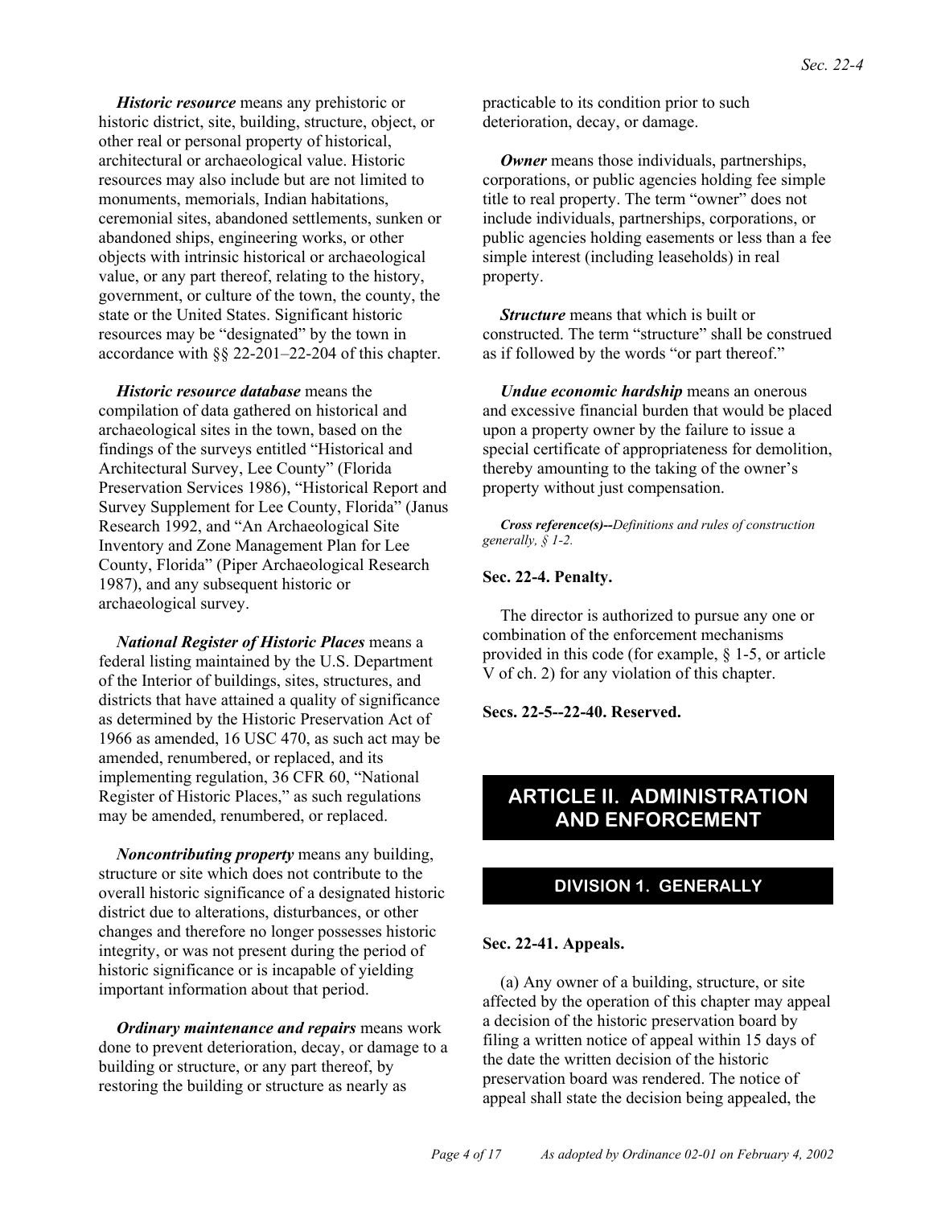***Historic resource*** means any prehistoric or historic district, site, building, structure, object, or other real or personal property of historical, architectural or archaeological value. Historic resources may also include but are not limited to monuments, memorials, Indian habitations, ceremonial sites, abandoned settlements, sunken or abandoned ships, engineering works, or other objects with intrinsic historical or archaeological value, or any part thereof, relating to the history, government, or culture of the town, the county, the state or the United States. Significant historic resources may be "designated" by the town in accordance with §§ 22-201–22-204 of this chapter.

***Historic resource database*** means the compilation of data gathered on historical and archaeological sites in the town, based on the findings of the surveys entitled "Historical and Architectural Survey, Lee County" (Florida Preservation Services 1986), "Historical Report and Survey Supplement for Lee County, Florida" (Janus Research 1992, and "An Archaeological Site Inventory and Zone Management Plan for Lee County, Florida" (Piper Archaeological Research 1987), and any subsequent historic or archaeological survey.

***National Register of Historic Places*** means a federal listing maintained by the U.S. Department of the Interior of buildings, sites, structures, and districts that have attained a quality of significance as determined by the Historic Preservation Act of 1966 as amended, 16 USC 470, as such act may be amended, renumbered, or replaced, and its implementing regulation, 36 CFR 60, "National Register of Historic Places," as such regulations may be amended, renumbered, or replaced.

***Noncontributing property*** means any building, structure or site which does not contribute to the overall historic significance of a designated historic district due to alterations, disturbances, or other changes and therefore no longer possesses historic integrity, or was not present during the period of historic significance or is incapable of yielding important information about that period.

***Ordinary maintenance and repairs*** means work done to prevent deterioration, decay, or damage to a building or structure, or any part thereof, by restoring the building or structure as nearly as practicable to its condition prior to such deterioration, decay, or damage.

***Owner*** means those individuals, partnerships, corporations, or public agencies holding fee simple title to real property. The term "owner" does not include individuals, partnerships, corporations, or public agencies holding easements or less than a fee simple interest (including leaseholds) in real property.

***Structure*** means that which is built or constructed. The term "structure" shall be construed as if followed by the words "or part thereof."

***Undue economic hardship*** means an onerous and excessive financial burden that would be placed upon a property owner by the failure to issue a special certificate of appropriateness for demolition, thereby amounting to the taking of the owner's property without just compensation.

***Cross reference(s)--****Definitions and rules of construction generally, § 1-2.*

**Sec. 22-4. Penalty.**

The director is authorized to pursue any one or combination of the enforcement mechanisms provided in this code (for example, § 1-5, or article V of ch. 2) for any violation of this chapter.

**Secs. 22-5--22-40. Reserved.**

## ARTICLE II. ADMINISTRATION AND ENFORCEMENT

### DIVISION 1. GENERALLY

**Sec. 22-41. Appeals.**

(a) Any owner of a building, structure, or site affected by the operation of this chapter may appeal a decision of the historic preservation board by filing a written notice of appeal within 15 days of the date the written decision of the historic preservation board was rendered. The notice of appeal shall state the decision being appealed, the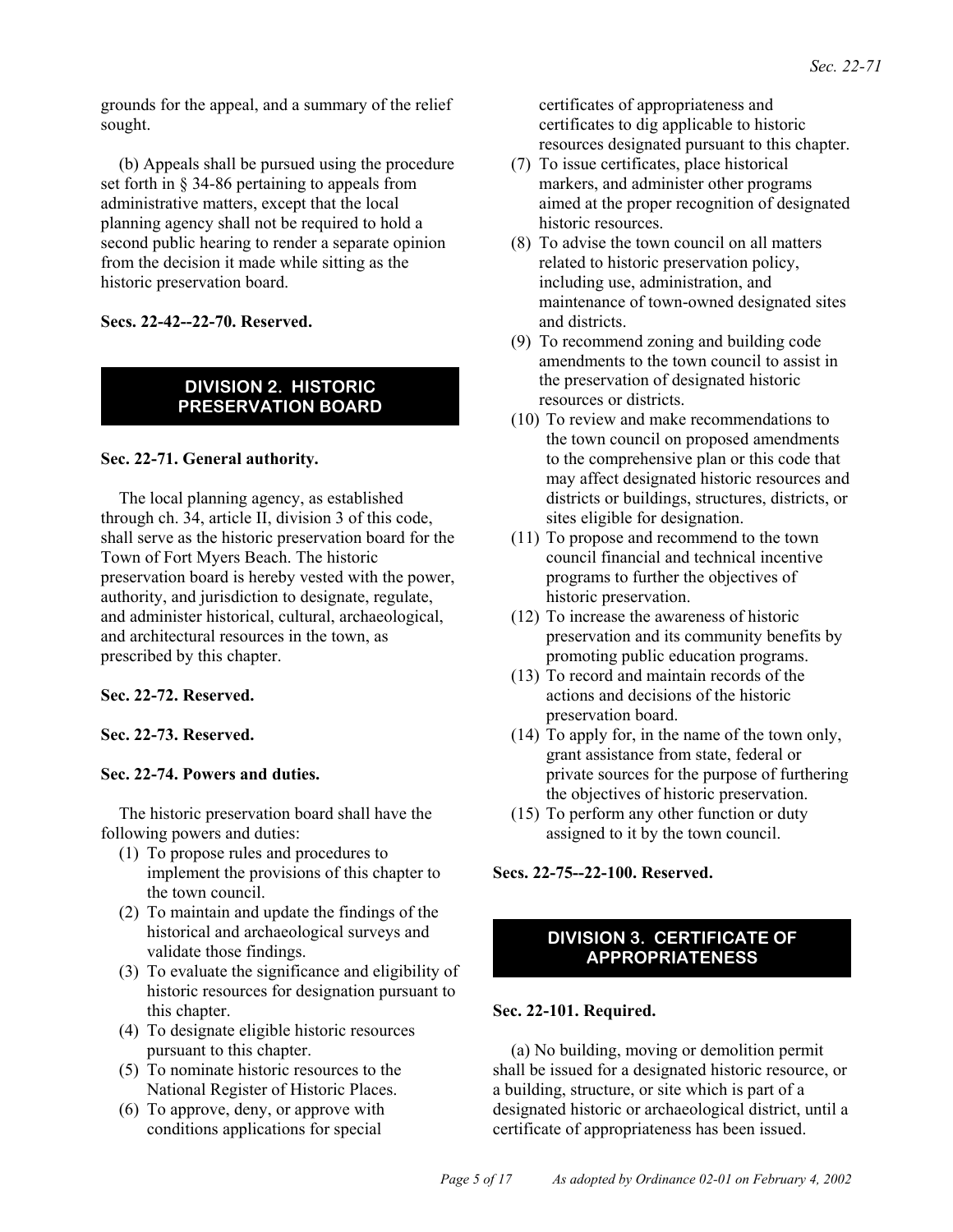grounds for the appeal, and a summary of the relief sought.

(b) Appeals shall be pursued using the procedure set forth in § 34-86 pertaining to appeals from administrative matters, except that the local planning agency shall not be required to hold a second public hearing to render a separate opinion from the decision it made while sitting as the historic preservation board.

**Secs. 22-42--22-70. Reserved.**

## DIVISION 2. HISTORIC PRESERVATION BOARD

**Sec. 22-71. General authority.**

The local planning agency, as established through ch. 34, article II, division 3 of this code, shall serve as the historic preservation board for the Town of Fort Myers Beach. The historic preservation board is hereby vested with the power, authority, and jurisdiction to designate, regulate, and administer historical, cultural, archaeological, and architectural resources in the town, as prescribed by this chapter.

**Sec. 22-72. Reserved.**

**Sec. 22-73. Reserved.**

**Sec. 22-74. Powers and duties.**

The historic preservation board shall have the following powers and duties:

1. To propose rules and procedures to implement the provisions of this chapter to the town council.
2. To maintain and update the findings of the historical and archaeological surveys and validate those findings.
3. To evaluate the significance and eligibility of historic resources for designation pursuant to this chapter.
4. To designate eligible historic resources pursuant to this chapter.
5. To nominate historic resources to the National Register of Historic Places.
6. To approve, deny, or approve with conditions applications for special certificates of appropriateness and certificates to dig applicable to historic resources designated pursuant to this chapter.
7. To issue certificates, place historical markers, and administer other programs aimed at the proper recognition of designated historic resources.
8. To advise the town council on all matters related to historic preservation policy, including use, administration, and maintenance of town-owned designated sites and districts.
9. To recommend zoning and building code amendments to the town council to assist in the preservation of designated historic resources or districts.
10. To review and make recommendations to the town council on proposed amendments to the comprehensive plan or this code that may affect designated historic resources and districts or buildings, structures, districts, or sites eligible for designation.
11. To propose and recommend to the town council financial and technical incentive programs to further the objectives of historic preservation.
12. To increase the awareness of historic preservation and its community benefits by promoting public education programs.
13. To record and maintain records of the actions and decisions of the historic preservation board.
14. To apply for, in the name of the town only, grant assistance from state, federal or private sources for the purpose of furthering the objectives of historic preservation.
15. To perform any other function or duty assigned to it by the town council.

**Secs. 22-75--22-100. Reserved.**

## DIVISION 3. CERTIFICATE OF APPROPRIATENESS

**Sec. 22-101. Required.**

(a) No building, moving or demolition permit shall be issued for a designated historic resource, or a building, structure, or site which is part of a designated historic or archaeological district, until a certificate of appropriateness has been issued.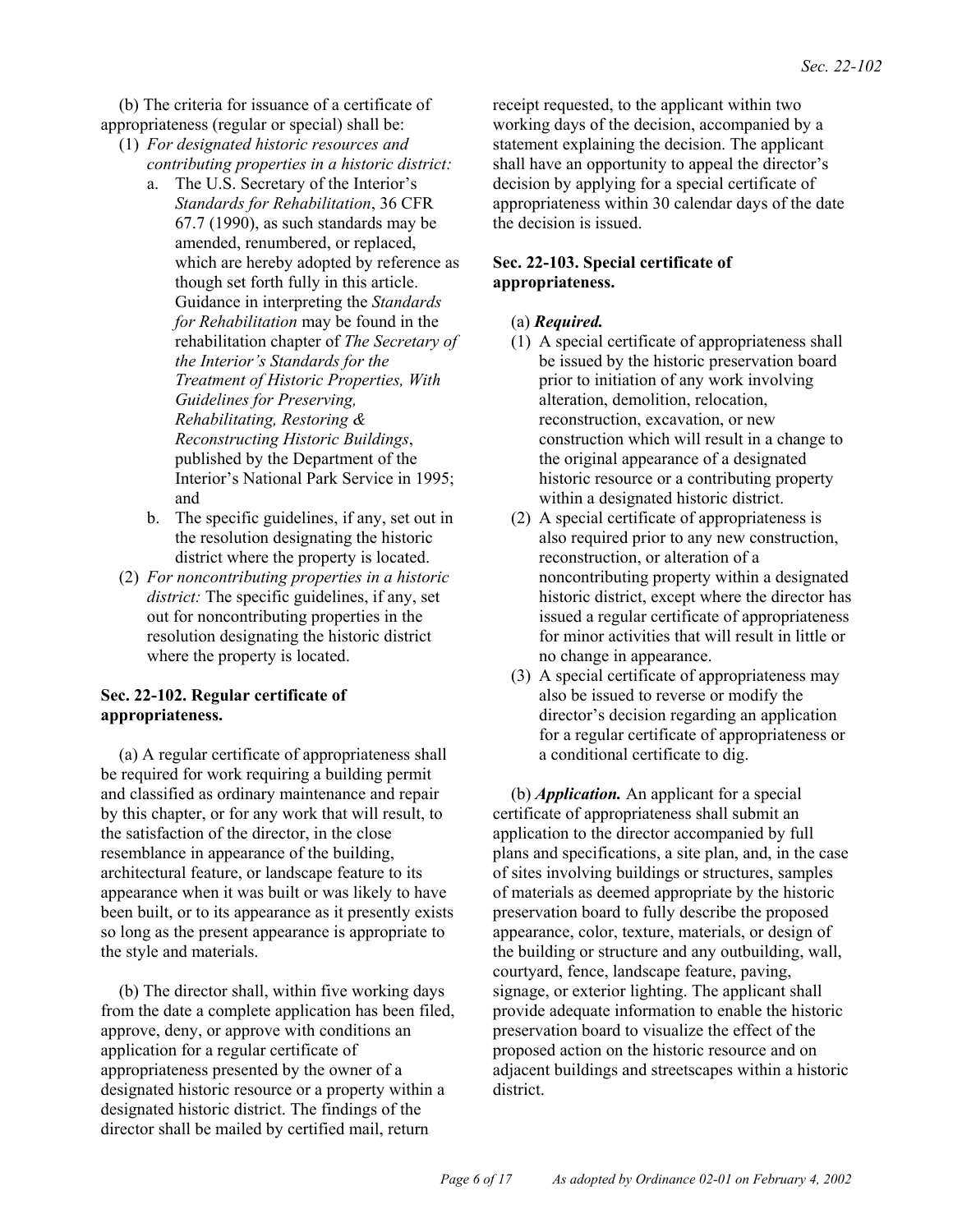(b) The criteria for issuance of a certificate of appropriateness (regular or special) shall be:

(1) *For designated historic resources and contributing properties in a historic district:*

   a. The U.S. Secretary of the Interior's *Standards for Rehabilitation*, 36 CFR 67.7 (1990), as such standards may be amended, renumbered, or replaced, which are hereby adopted by reference as though set forth fully in this article. Guidance in interpreting the *Standards for Rehabilitation* may be found in the rehabilitation chapter of *The Secretary of the Interior's Standards for the Treatment of Historic Properties, With Guidelines for Preserving, Rehabilitating, Restoring & Reconstructing Historic Buildings*, published by the Department of the Interior's National Park Service in 1995; and

   b. The specific guidelines, if any, set out in the resolution designating the historic district where the property is located.

(2) *For noncontributing properties in a historic district:* The specific guidelines, if any, set out for noncontributing properties in the resolution designating the historic district where the property is located.

**Sec. 22-102. Regular certificate of appropriateness.**

(a) A regular certificate of appropriateness shall be required for work requiring a building permit and classified as ordinary maintenance and repair by this chapter, or for any work that will result, to the satisfaction of the director, in the close resemblance in appearance of the building, architectural feature, or landscape feature to its appearance when it was built or was likely to have been built, or to its appearance as it presently exists so long as the present appearance is appropriate to the style and materials.

(b) The director shall, within five working days from the date a complete application has been filed, approve, deny, or approve with conditions an application for a regular certificate of appropriateness presented by the owner of a designated historic resource or a property within a designated historic district. The findings of the director shall be mailed by certified mail, return receipt requested, to the applicant within two working days of the decision, accompanied by a statement explaining the decision. The applicant shall have an opportunity to appeal the director's decision by applying for a special certificate of appropriateness within 30 calendar days of the date the decision is issued.

**Sec. 22-103. Special certificate of appropriateness.**

(a) ***Required.***

(1) A special certificate of appropriateness shall be issued by the historic preservation board prior to initiation of any work involving alteration, demolition, relocation, reconstruction, excavation, or new construction which will result in a change to the original appearance of a designated historic resource or a contributing property within a designated historic district.

(2) A special certificate of appropriateness is also required prior to any new construction, reconstruction, or alteration of a noncontributing property within a designated historic district, except where the director has issued a regular certificate of appropriateness for minor activities that will result in little or no change in appearance.

(3) A special certificate of appropriateness may also be issued to reverse or modify the director's decision regarding an application for a regular certificate of appropriateness or a conditional certificate to dig.

(b) ***Application.*** An applicant for a special certificate of appropriateness shall submit an application to the director accompanied by full plans and specifications, a site plan, and, in the case of sites involving buildings or structures, samples of materials as deemed appropriate by the historic preservation board to fully describe the proposed appearance, color, texture, materials, or design of the building or structure and any outbuilding, wall, courtyard, fence, landscape feature, paving, signage, or exterior lighting. The applicant shall provide adequate information to enable the historic preservation board to visualize the effect of the proposed action on the historic resource and on adjacent buildings and streetscapes within a historic district.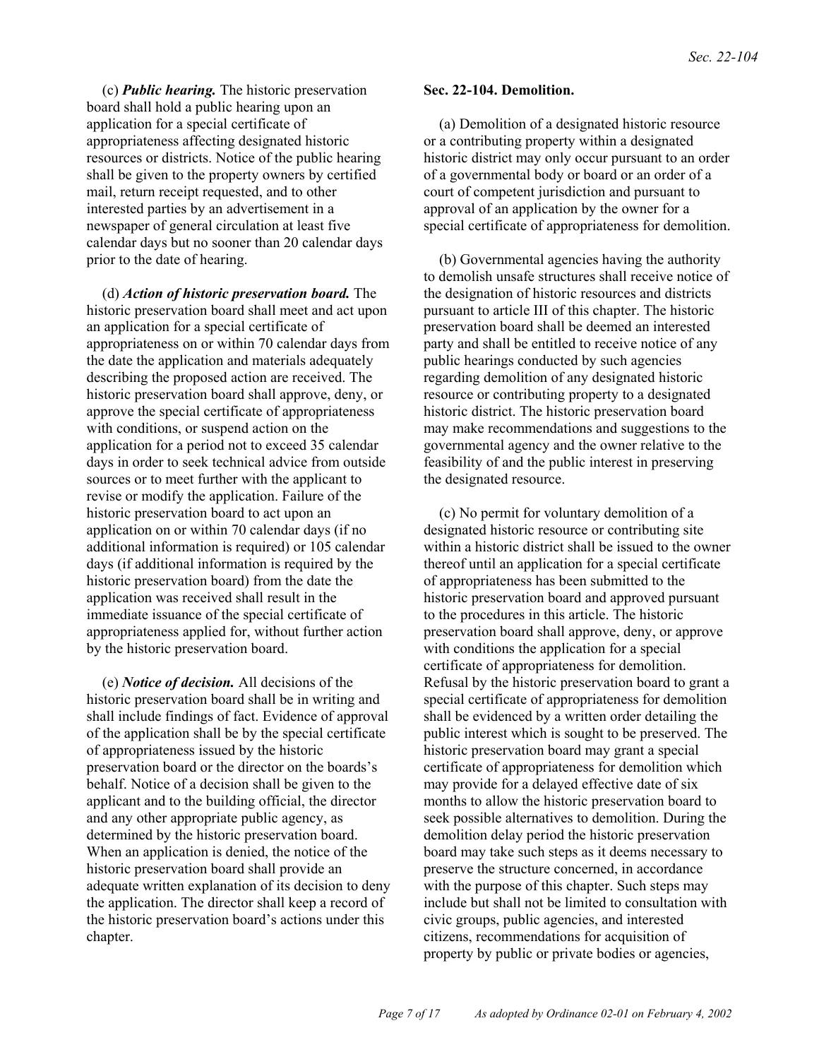(c) ***Public hearing.*** The historic preservation board shall hold a public hearing upon an application for a special certificate of appropriateness affecting designated historic resources or districts. Notice of the public hearing shall be given to the property owners by certified mail, return receipt requested, and to other interested parties by an advertisement in a newspaper of general circulation at least five calendar days but no sooner than 20 calendar days prior to the date of hearing.

(d) ***Action of historic preservation board.*** The historic preservation board shall meet and act upon an application for a special certificate of appropriateness on or within 70 calendar days from the date the application and materials adequately describing the proposed action are received. The historic preservation board shall approve, deny, or approve the special certificate of appropriateness with conditions, or suspend action on the application for a period not to exceed 35 calendar days in order to seek technical advice from outside sources or to meet further with the applicant to revise or modify the application. Failure of the historic preservation board to act upon an application on or within 70 calendar days (if no additional information is required) or 105 calendar days (if additional information is required by the historic preservation board) from the date the application was received shall result in the immediate issuance of the special certificate of appropriateness applied for, without further action by the historic preservation board.

(e) ***Notice of decision.*** All decisions of the historic preservation board shall be in writing and shall include findings of fact. Evidence of approval of the application shall be by the special certificate of appropriateness issued by the historic preservation board or the director on the boards's behalf. Notice of a decision shall be given to the applicant and to the building official, the director and any other appropriate public agency, as determined by the historic preservation board. When an application is denied, the notice of the historic preservation board shall provide an adequate written explanation of its decision to deny the application. The director shall keep a record of the historic preservation board's actions under this chapter.

**Sec. 22-104. Demolition.**

(a) Demolition of a designated historic resource or a contributing property within a designated historic district may only occur pursuant to an order of a governmental body or board or an order of a court of competent jurisdiction and pursuant to approval of an application by the owner for a special certificate of appropriateness for demolition.

(b) Governmental agencies having the authority to demolish unsafe structures shall receive notice of the designation of historic resources and districts pursuant to article III of this chapter. The historic preservation board shall be deemed an interested party and shall be entitled to receive notice of any public hearings conducted by such agencies regarding demolition of any designated historic resource or contributing property to a designated historic district. The historic preservation board may make recommendations and suggestions to the governmental agency and the owner relative to the feasibility of and the public interest in preserving the designated resource.

(c) No permit for voluntary demolition of a designated historic resource or contributing site within a historic district shall be issued to the owner thereof until an application for a special certificate of appropriateness has been submitted to the historic preservation board and approved pursuant to the procedures in this article. The historic preservation board shall approve, deny, or approve with conditions the application for a special certificate of appropriateness for demolition. Refusal by the historic preservation board to grant a special certificate of appropriateness for demolition shall be evidenced by a written order detailing the public interest which is sought to be preserved. The historic preservation board may grant a special certificate of appropriateness for demolition which may provide for a delayed effective date of six months to allow the historic preservation board to seek possible alternatives to demolition. During the demolition delay period the historic preservation board may take such steps as it deems necessary to preserve the structure concerned, in accordance with the purpose of this chapter. Such steps may include but shall not be limited to consultation with civic groups, public agencies, and interested citizens, recommendations for acquisition of property by public or private bodies or agencies,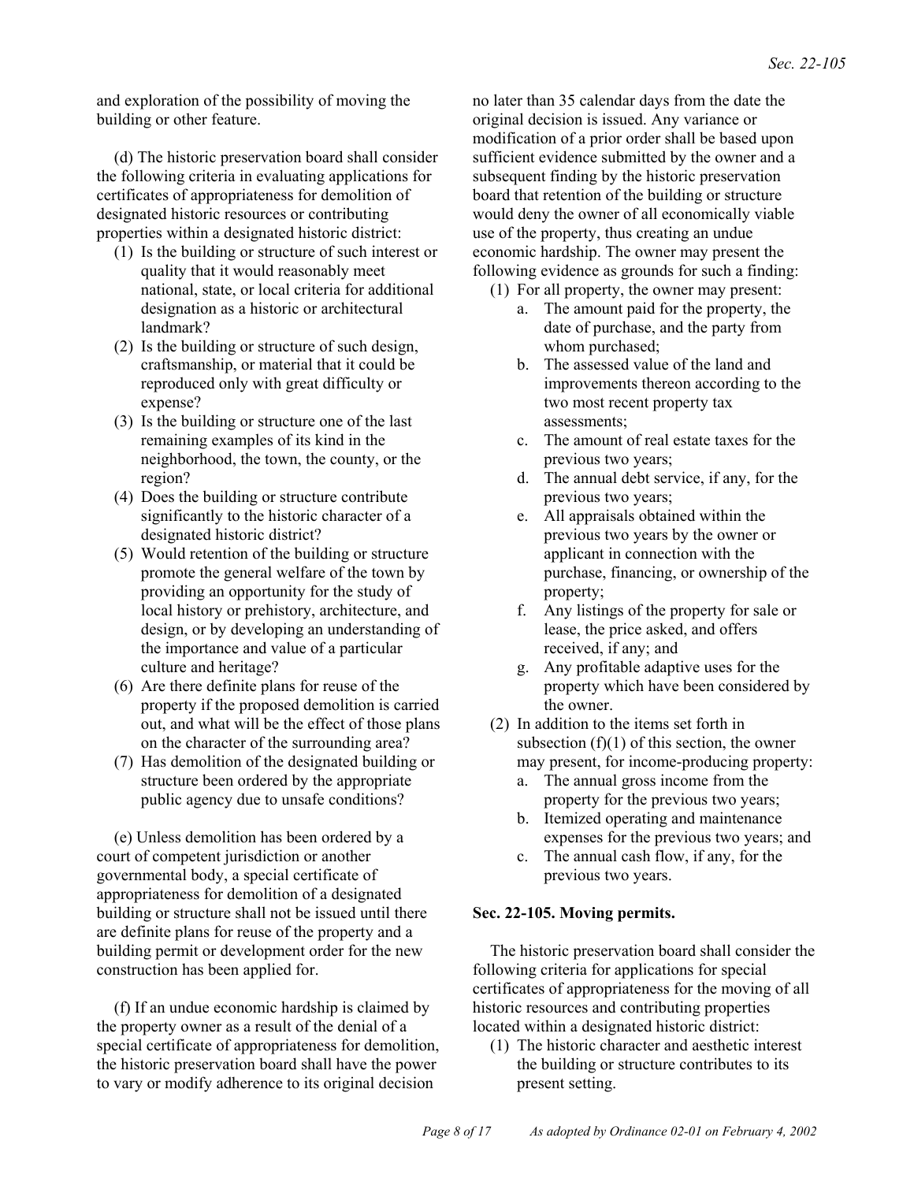and exploration of the possibility of moving the building or other feature.

(d) The historic preservation board shall consider the following criteria in evaluating applications for certificates of appropriateness for demolition of designated historic resources or contributing properties within a designated historic district:

(1) Is the building or structure of such interest or quality that it would reasonably meet national, state, or local criteria for additional designation as a historic or architectural landmark?
(2) Is the building or structure of such design, craftsmanship, or material that it could be reproduced only with great difficulty or expense?
(3) Is the building or structure one of the last remaining examples of its kind in the neighborhood, the town, the county, or the region?
(4) Does the building or structure contribute significantly to the historic character of a designated historic district?
(5) Would retention of the building or structure promote the general welfare of the town by providing an opportunity for the study of local history or prehistory, architecture, and design, or by developing an understanding of the importance and value of a particular culture and heritage?
(6) Are there definite plans for reuse of the property if the proposed demolition is carried out, and what will be the effect of those plans on the character of the surrounding area?
(7) Has demolition of the designated building or structure been ordered by the appropriate public agency due to unsafe conditions?

(e) Unless demolition has been ordered by a court of competent jurisdiction or another governmental body, a special certificate of appropriateness for demolition of a designated building or structure shall not be issued until there are definite plans for reuse of the property and a building permit or development order for the new construction has been applied for.

(f) If an undue economic hardship is claimed by the property owner as a result of the denial of a special certificate of appropriateness for demolition, the historic preservation board shall have the power to vary or modify adherence to its original decision no later than 35 calendar days from the date the original decision is issued. Any variance or modification of a prior order shall be based upon sufficient evidence submitted by the owner and a subsequent finding by the historic preservation board that retention of the building or structure would deny the owner of all economically viable use of the property, thus creating an undue economic hardship. The owner may present the following evidence as grounds for such a finding:

(1) For all property, the owner may present:
   a. The amount paid for the property, the date of purchase, and the party from whom purchased;
   b. The assessed value of the land and improvements thereon according to the two most recent property tax assessments;
   c. The amount of real estate taxes for the previous two years;
   d. The annual debt service, if any, for the previous two years;
   e. All appraisals obtained within the previous two years by the owner or applicant in connection with the purchase, financing, or ownership of the property;
   f. Any listings of the property for sale or lease, the price asked, and offers received, if any; and
   g. Any profitable adaptive uses for the property which have been considered by the owner.
(2) In addition to the items set forth in subsection (f)(1) of this section, the owner may present, for income-producing property:
   a. The annual gross income from the property for the previous two years;
   b. Itemized operating and maintenance expenses for the previous two years; and
   c. The annual cash flow, if any, for the previous two years.

**Sec. 22-105. Moving permits.**

The historic preservation board shall consider the following criteria for applications for special certificates of appropriateness for the moving of all historic resources and contributing properties located within a designated historic district:

(1) The historic character and aesthetic interest the building or structure contributes to its present setting.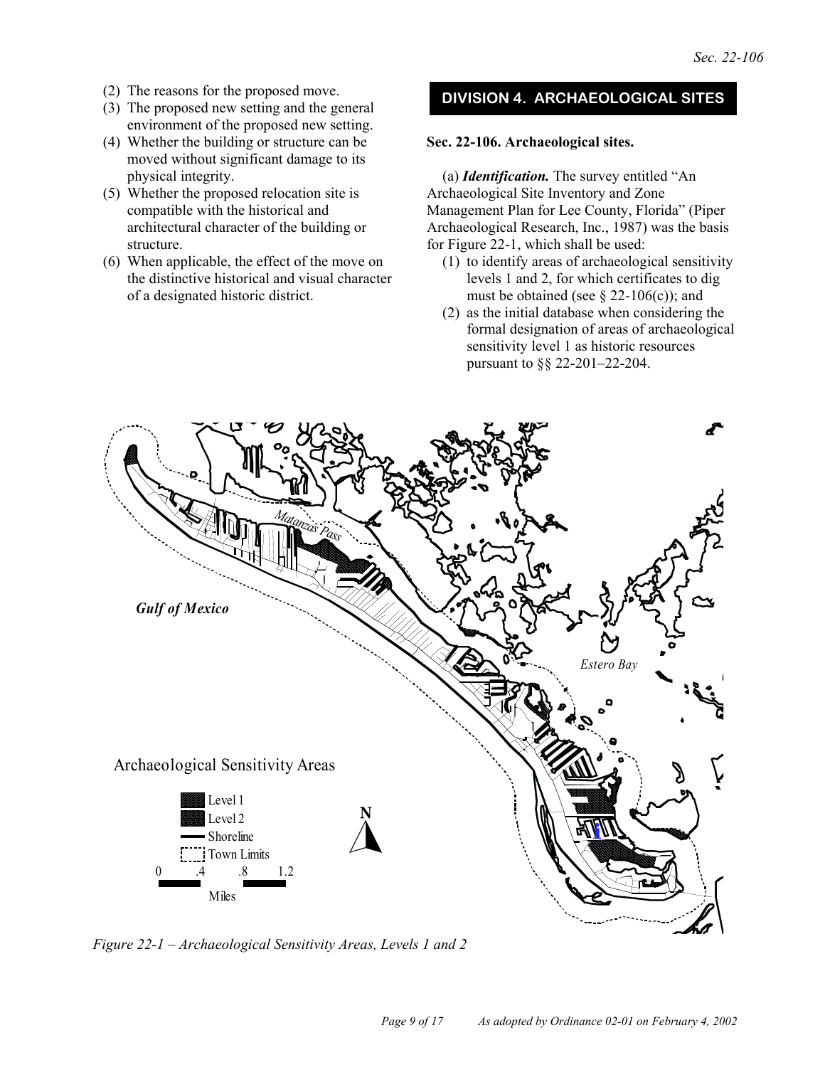(2) The reasons for the proposed move.
(3) The proposed new setting and the general environment of the proposed new setting.
(4) Whether the building or structure can be moved without significant damage to its physical integrity.
(5) Whether the proposed relocation site is compatible with the historical and architectural character of the building or structure.
(6) When applicable, the effect of the move on the distinctive historical and visual character of a designated historic district.

## DIVISION 4. ARCHAEOLOGICAL SITES

**Sec. 22-106. Archaeological sites.**

(a) ***Identification.*** The survey entitled "An Archaeological Site Inventory and Zone Management Plan for Lee County, Florida" (Piper Archaeological Research, Inc., 1987) was the basis for Figure 22-1, which shall be used:

(1) to identify areas of archaeological sensitivity levels 1 and 2, for which certificates to dig must be obtained (see § 22-106(c)); and
(2) as the initial database when considering the formal designation of areas of archaeological sensitivity level 1 as historic resources pursuant to §§ 22-201–22-204.

*Figure 22-1 – Archaeological Sensitivity Areas, Levels 1 and 2*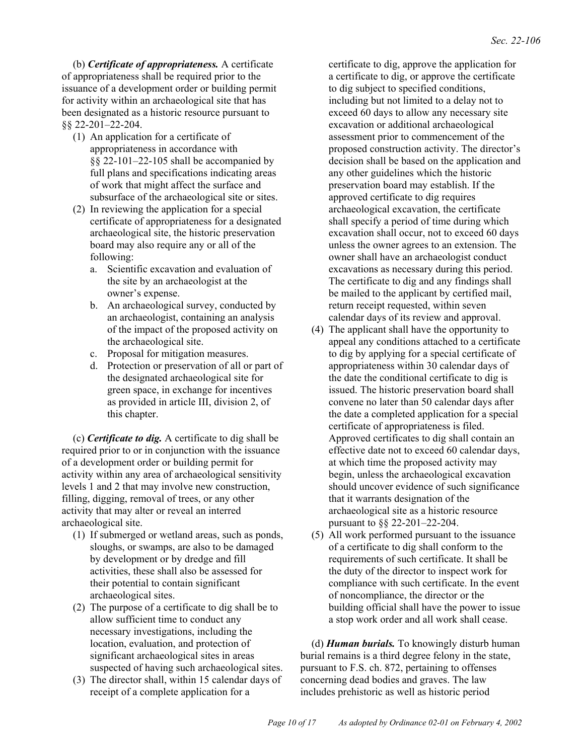(b) ***Certificate of appropriateness.*** A certificate of appropriateness shall be required prior to the issuance of a development order or building permit for activity within an archaeological site that has been designated as a historic resource pursuant to §§ 22-201–22-204.

1. An application for a certificate of appropriateness in accordance with §§ 22-101–22-105 shall be accompanied by full plans and specifications indicating areas of work that might affect the surface and subsurface of the archaeological site or sites.
2. In reviewing the application for a special certificate of appropriateness for a designated archaeological site, the historic preservation board may also require any or all of the following:
   a. Scientific excavation and evaluation of the site by an archaeologist at the owner's expense.
   b. An archaeological survey, conducted by an archaeologist, containing an analysis of the impact of the proposed activity on the archaeological site.
   c. Proposal for mitigation measures.
   d. Protection or preservation of all or part of the designated archaeological site for green space, in exchange for incentives as provided in article III, division 2, of this chapter.

(c) ***Certificate to dig.*** A certificate to dig shall be required prior to or in conjunction with the issuance of a development order or building permit for activity within any area of archaeological sensitivity levels 1 and 2 that may involve new construction, filling, digging, removal of trees, or any other activity that may alter or reveal an interred archaeological site.

1. If submerged or wetland areas, such as ponds, sloughs, or swamps, are also to be damaged by development or by dredge and fill activities, these shall also be assessed for their potential to contain significant archaeological sites.
2. The purpose of a certificate to dig shall be to allow sufficient time to conduct any necessary investigations, including the location, evaluation, and protection of significant archaeological sites in areas suspected of having such archaeological sites.
3. The director shall, within 15 calendar days of receipt of a complete application for a certificate to dig, approve the application for a certificate to dig, or approve the certificate to dig subject to specified conditions, including but not limited to a delay not to exceed 60 days to allow any necessary site excavation or additional archaeological assessment prior to commencement of the proposed construction activity. The director's decision shall be based on the application and any other guidelines which the historic preservation board may establish. If the approved certificate to dig requires archaeological excavation, the certificate shall specify a period of time during which excavation shall occur, not to exceed 60 days unless the owner agrees to an extension. The owner shall have an archaeologist conduct excavations as necessary during this period. The certificate to dig and any findings shall be mailed to the applicant by certified mail, return receipt requested, within seven calendar days of its review and approval.
4. The applicant shall have the opportunity to appeal any conditions attached to a certificate to dig by applying for a special certificate of appropriateness within 30 calendar days of the date the conditional certificate to dig is issued. The historic preservation board shall convene no later than 50 calendar days after the date a completed application for a special certificate of appropriateness is filed. Approved certificates to dig shall contain an effective date not to exceed 60 calendar days, at which time the proposed activity may begin, unless the archaeological excavation should uncover evidence of such significance that it warrants designation of the archaeological site as a historic resource pursuant to §§ 22-201–22-204.
5. All work performed pursuant to the issuance of a certificate to dig shall conform to the requirements of such certificate. It shall be the duty of the director to inspect work for compliance with such certificate. In the event of noncompliance, the director or the building official shall have the power to issue a stop work order and all work shall cease.

(d) ***Human burials.*** To knowingly disturb human burial remains is a third degree felony in the state, pursuant to F.S. ch. 872, pertaining to offenses concerning dead bodies and graves. The law includes prehistoric as well as historic period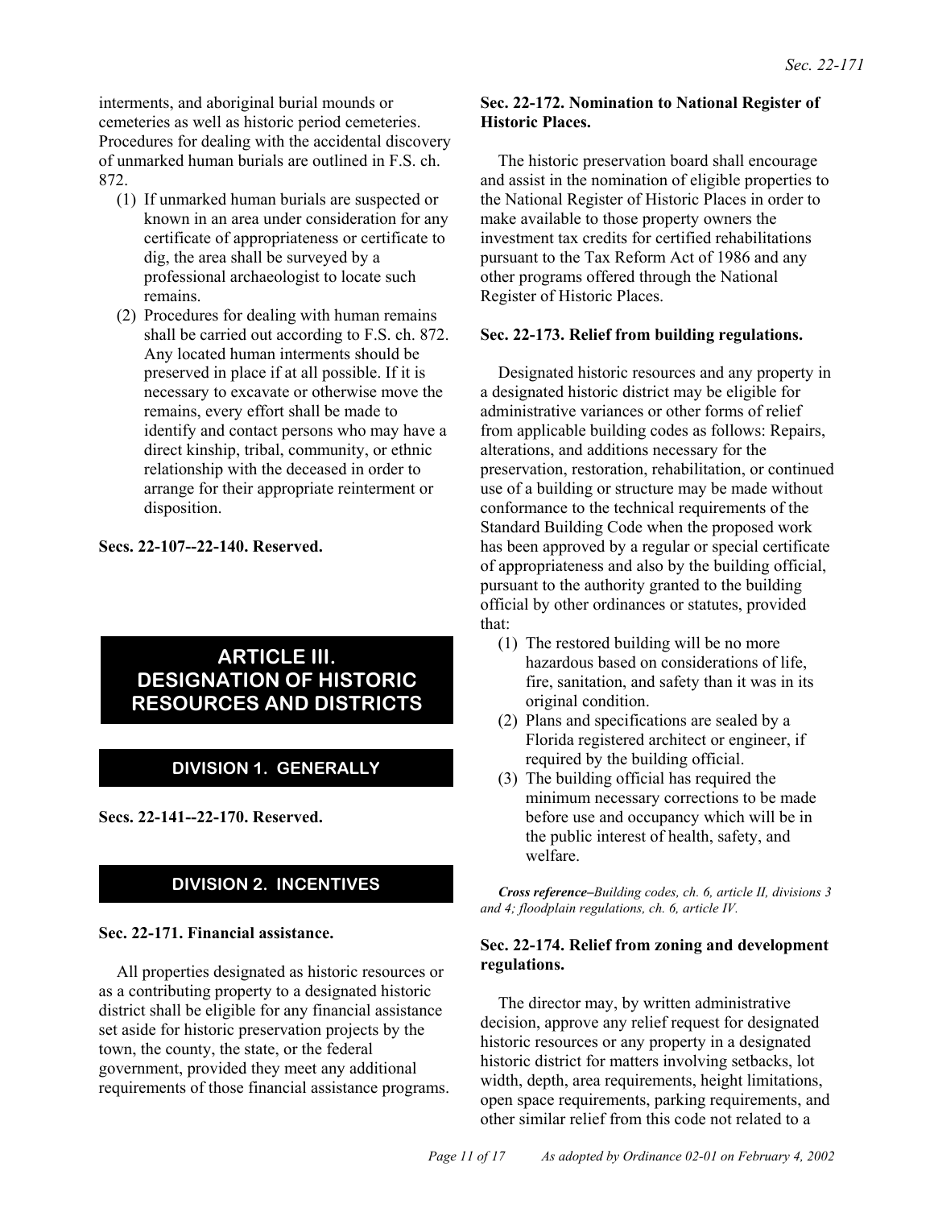interments, and aboriginal burial mounds or cemeteries as well as historic period cemeteries. Procedures for dealing with the accidental discovery of unmarked human burials are outlined in F.S. ch. 872.

(1) If unmarked human burials are suspected or known in an area under consideration for any certificate of appropriateness or certificate to dig, the area shall be surveyed by a professional archaeologist to locate such remains.

(2) Procedures for dealing with human remains shall be carried out according to F.S. ch. 872. Any located human interments should be preserved in place if at all possible. If it is necessary to excavate or otherwise move the remains, every effort shall be made to identify and contact persons who may have a direct kinship, tribal, community, or ethnic relationship with the deceased in order to arrange for their appropriate reinterment or disposition.

**Secs. 22-107--22-140. Reserved.**

# ARTICLE III. DESIGNATION OF HISTORIC RESOURCES AND DISTRICTS

## DIVISION 1. GENERALLY

**Secs. 22-141--22-170. Reserved.**

## DIVISION 2. INCENTIVES

**Sec. 22-171. Financial assistance.**

All properties designated as historic resources or as a contributing property to a designated historic district shall be eligible for any financial assistance set aside for historic preservation projects by the town, the county, the state, or the federal government, provided they meet any additional requirements of those financial assistance programs.

**Sec. 22-172. Nomination to National Register of Historic Places.**

The historic preservation board shall encourage and assist in the nomination of eligible properties to the National Register of Historic Places in order to make available to those property owners the investment tax credits for certified rehabilitations pursuant to the Tax Reform Act of 1986 and any other programs offered through the National Register of Historic Places.

**Sec. 22-173. Relief from building regulations.**

Designated historic resources and any property in a designated historic district may be eligible for administrative variances or other forms of relief from applicable building codes as follows: Repairs, alterations, and additions necessary for the preservation, restoration, rehabilitation, or continued use of a building or structure may be made without conformance to the technical requirements of the Standard Building Code when the proposed work has been approved by a regular or special certificate of appropriateness and also by the building official, pursuant to the authority granted to the building official by other ordinances or statutes, provided that:

(1) The restored building will be no more hazardous based on considerations of life, fire, sanitation, and safety than it was in its original condition.

(2) Plans and specifications are sealed by a Florida registered architect or engineer, if required by the building official.

(3) The building official has required the minimum necessary corrections to be made before use and occupancy which will be in the public interest of health, safety, and welfare.

***Cross reference****–Building codes, ch. 6, article II, divisions 3 and 4; floodplain regulations, ch. 6, article IV.*

**Sec. 22-174. Relief from zoning and development regulations.**

The director may, by written administrative decision, approve any relief request for designated historic resources or any property in a designated historic district for matters involving setbacks, lot width, depth, area requirements, height limitations, open space requirements, parking requirements, and other similar relief from this code not related to a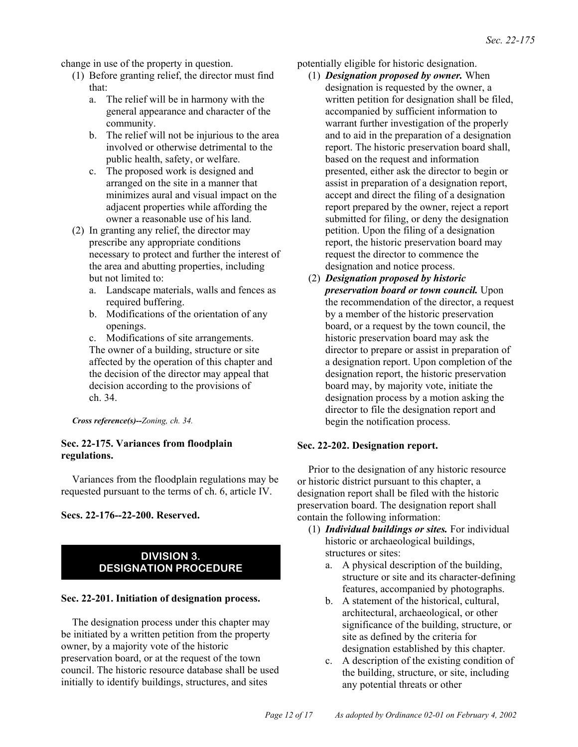change in use of the property in question.

1. Before granting relief, the director must find that:
   a. The relief will be in harmony with the general appearance and character of the community.
   b. The relief will not be injurious to the area involved or otherwise detrimental to the public health, safety, or welfare.
   c. The proposed work is designed and arranged on the site in a manner that minimizes aural and visual impact on the adjacent properties while affording the owner a reasonable use of his land.
2. In granting any relief, the director may prescribe any appropriate conditions necessary to protect and further the interest of the area and abutting properties, including but not limited to:
   a. Landscape materials, walls and fences as required buffering.
   b. Modifications of the orientation of any openings.
   c. Modifications of site arrangements.

   The owner of a building, structure or site affected by the operation of this chapter and the decision of the director may appeal that decision according to the provisions of ch. 34.

***Cross reference(s)--****Zoning, ch. 34.*

### Sec. 22-175. Variances from floodplain regulations.

Variances from the floodplain regulations may be requested pursuant to the terms of ch. 6, article IV.

### Secs. 22-176--22-200. Reserved.

## DIVISION 3. DESIGNATION PROCEDURE

### Sec. 22-201. Initiation of designation process.

The designation process under this chapter may be initiated by a written petition from the property owner, by a majority vote of the historic preservation board, or at the request of the town council. The historic resource database shall be used initially to identify buildings, structures, and sites potentially eligible for historic designation.

1. ***Designation proposed by owner.*** When designation is requested by the owner, a written petition for designation shall be filed, accompanied by sufficient information to warrant further investigation of the properly and to aid in the preparation of a designation report. The historic preservation board shall, based on the request and information presented, either ask the director to begin or assist in preparation of a designation report, accept and direct the filing of a designation report prepared by the owner, reject a report submitted for filing, or deny the designation petition. Upon the filing of a designation report, the historic preservation board may request the director to commence the designation and notice process.
2. ***Designation proposed by historic preservation board or town council.*** Upon the recommendation of the director, a request by a member of the historic preservation board, or a request by the town council, the historic preservation board may ask the director to prepare or assist in preparation of a designation report. Upon completion of the designation report, the historic preservation board may, by majority vote, initiate the designation process by a motion asking the director to file the designation report and begin the notification process.

### Sec. 22-202. Designation report.

Prior to the designation of any historic resource or historic district pursuant to this chapter, a designation report shall be filed with the historic preservation board. The designation report shall contain the following information:

1. ***Individual buildings or sites.*** For individual historic or archaeological buildings, structures or sites:
   a. A physical description of the building, structure or site and its character-defining features, accompanied by photographs.
   b. A statement of the historical, cultural, architectural, archaeological, or other significance of the building, structure, or site as defined by the criteria for designation established by this chapter.
   c. A description of the existing condition of the building, structure, or site, including any potential threats or other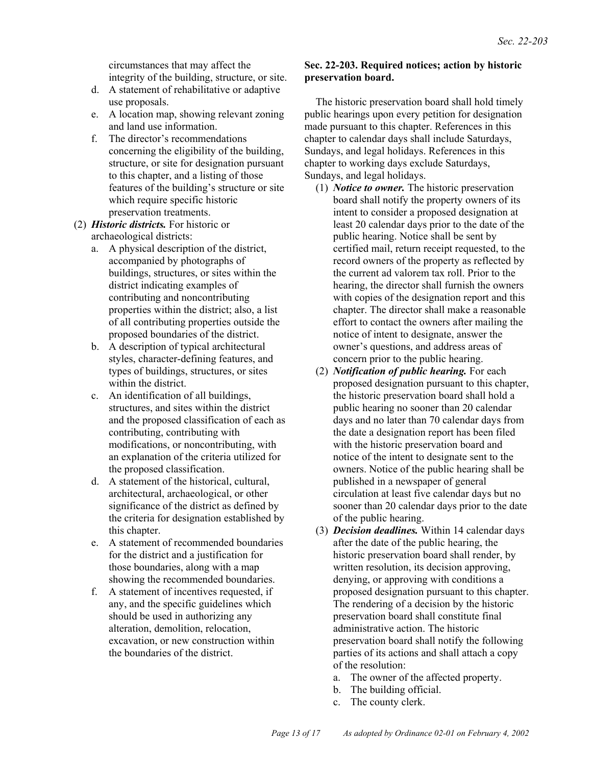circumstances that may affect the integrity of the building, structure, or site.

d. A statement of rehabilitative or adaptive use proposals.

e. A location map, showing relevant zoning and land use information.

f. The director's recommendations concerning the eligibility of the building, structure, or site for designation pursuant to this chapter, and a listing of those features of the building's structure or site which require specific historic preservation treatments.

(2) ***Historic districts.*** For historic or archaeological districts:

a. A physical description of the district, accompanied by photographs of buildings, structures, or sites within the district indicating examples of contributing and noncontributing properties within the district; also, a list of all contributing properties outside the proposed boundaries of the district.

b. A description of typical architectural styles, character-defining features, and types of buildings, structures, or sites within the district.

c. An identification of all buildings, structures, and sites within the district and the proposed classification of each as contributing, contributing with modifications, or noncontributing, with an explanation of the criteria utilized for the proposed classification.

d. A statement of the historical, cultural, architectural, archaeological, or other significance of the district as defined by the criteria for designation established by this chapter.

e. A statement of recommended boundaries for the district and a justification for those boundaries, along with a map showing the recommended boundaries.

f. A statement of incentives requested, if any, and the specific guidelines which should be used in authorizing any alteration, demolition, relocation, excavation, or new construction within the boundaries of the district.

### Sec. 22-203. Required notices; action by historic preservation board.

The historic preservation board shall hold timely public hearings upon every petition for designation made pursuant to this chapter. References in this chapter to calendar days shall include Saturdays, Sundays, and legal holidays. References in this chapter to working days exclude Saturdays, Sundays, and legal holidays.

(1) ***Notice to owner.*** The historic preservation board shall notify the property owners of its intent to consider a proposed designation at least 20 calendar days prior to the date of the public hearing. Notice shall be sent by certified mail, return receipt requested, to the record owners of the property as reflected by the current ad valorem tax roll. Prior to the hearing, the director shall furnish the owners with copies of the designation report and this chapter. The director shall make a reasonable effort to contact the owners after mailing the notice of intent to designate, answer the owner's questions, and address areas of concern prior to the public hearing.

(2) ***Notification of public hearing.*** For each proposed designation pursuant to this chapter, the historic preservation board shall hold a public hearing no sooner than 20 calendar days and no later than 70 calendar days from the date a designation report has been filed with the historic preservation board and notice of the intent to designate sent to the owners. Notice of the public hearing shall be published in a newspaper of general circulation at least five calendar days but no sooner than 20 calendar days prior to the date of the public hearing.

(3) ***Decision deadlines.*** Within 14 calendar days after the date of the public hearing, the historic preservation board shall render, by written resolution, its decision approving, denying, or approving with conditions a proposed designation pursuant to this chapter. The rendering of a decision by the historic preservation board shall constitute final administrative action. The historic preservation board shall notify the following parties of its actions and shall attach a copy of the resolution:

a. The owner of the affected property.

b. The building official.

c. The county clerk.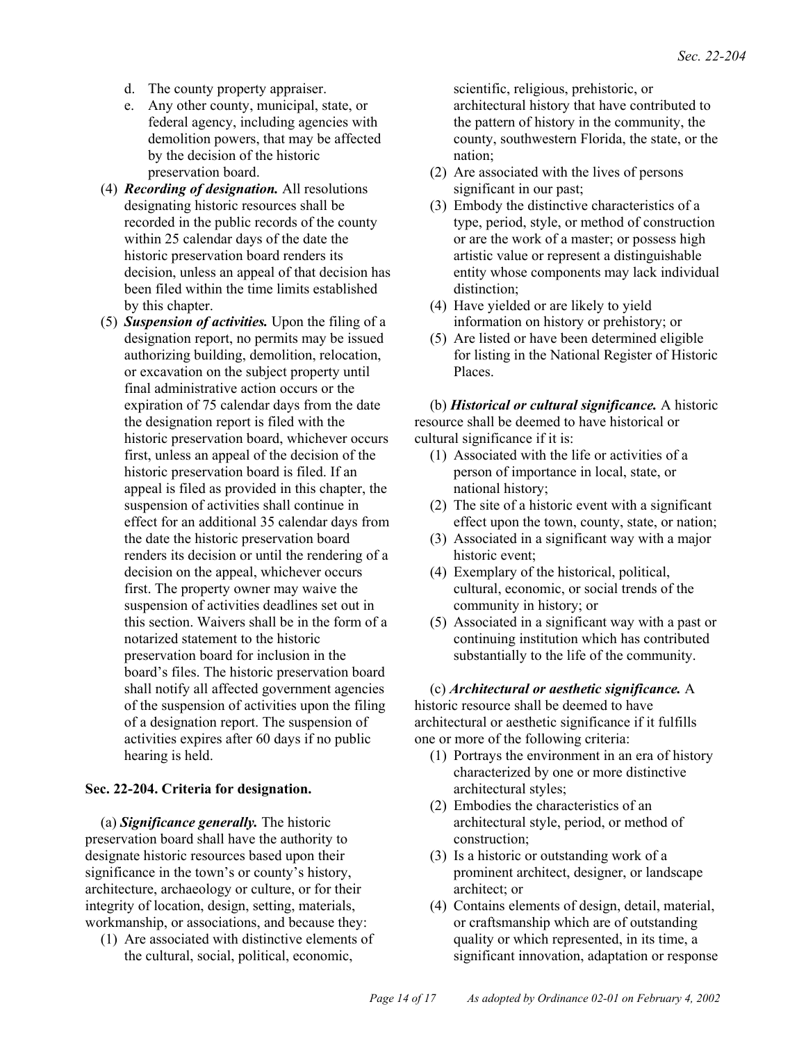d. The county property appraiser.
e. Any other county, municipal, state, or federal agency, including agencies with demolition powers, that may be affected by the decision of the historic preservation board.

(4) ***Recording of designation.*** All resolutions designating historic resources shall be recorded in the public records of the county within 25 calendar days of the date the historic preservation board renders its decision, unless an appeal of that decision has been filed within the time limits established by this chapter.

(5) ***Suspension of activities.*** Upon the filing of a designation report, no permits may be issued authorizing building, demolition, relocation, or excavation on the subject property until final administrative action occurs or the expiration of 75 calendar days from the date the designation report is filed with the historic preservation board, whichever occurs first, unless an appeal of the decision of the historic preservation board is filed. If an appeal is filed as provided in this chapter, the suspension of activities shall continue in effect for an additional 35 calendar days from the date the historic preservation board renders its decision or until the rendering of a decision on the appeal, whichever occurs first. The property owner may waive the suspension of activities deadlines set out in this section. Waivers shall be in the form of a notarized statement to the historic preservation board for inclusion in the board's files. The historic preservation board shall notify all affected government agencies of the suspension of activities upon the filing of a designation report. The suspension of activities expires after 60 days if no public hearing is held.

### Sec. 22-204. Criteria for designation.

(a) ***Significance generally.*** The historic preservation board shall have the authority to designate historic resources based upon their significance in the town's or county's history, architecture, archaeology or culture, or for their integrity of location, design, setting, materials, workmanship, or associations, and because they:

(1) Are associated with distinctive elements of the cultural, social, political, economic, scientific, religious, prehistoric, or architectural history that have contributed to the pattern of history in the community, the county, southwestern Florida, the state, or the nation;
(2) Are associated with the lives of persons significant in our past;
(3) Embody the distinctive characteristics of a type, period, style, or method of construction or are the work of a master; or possess high artistic value or represent a distinguishable entity whose components may lack individual distinction;
(4) Have yielded or are likely to yield information on history or prehistory; or
(5) Are listed or have been determined eligible for listing in the National Register of Historic Places.

(b) ***Historical or cultural significance.*** A historic resource shall be deemed to have historical or cultural significance if it is:

(1) Associated with the life or activities of a person of importance in local, state, or national history;
(2) The site of a historic event with a significant effect upon the town, county, state, or nation;
(3) Associated in a significant way with a major historic event;
(4) Exemplary of the historical, political, cultural, economic, or social trends of the community in history; or
(5) Associated in a significant way with a past or continuing institution which has contributed substantially to the life of the community.

(c) ***Architectural or aesthetic significance.*** A historic resource shall be deemed to have architectural or aesthetic significance if it fulfills one or more of the following criteria:

(1) Portrays the environment in an era of history characterized by one or more distinctive architectural styles;
(2) Embodies the characteristics of an architectural style, period, or method of construction;
(3) Is a historic or outstanding work of a prominent architect, designer, or landscape architect; or
(4) Contains elements of design, detail, material, or craftsmanship which are of outstanding quality or which represented, in its time, a significant innovation, adaptation or response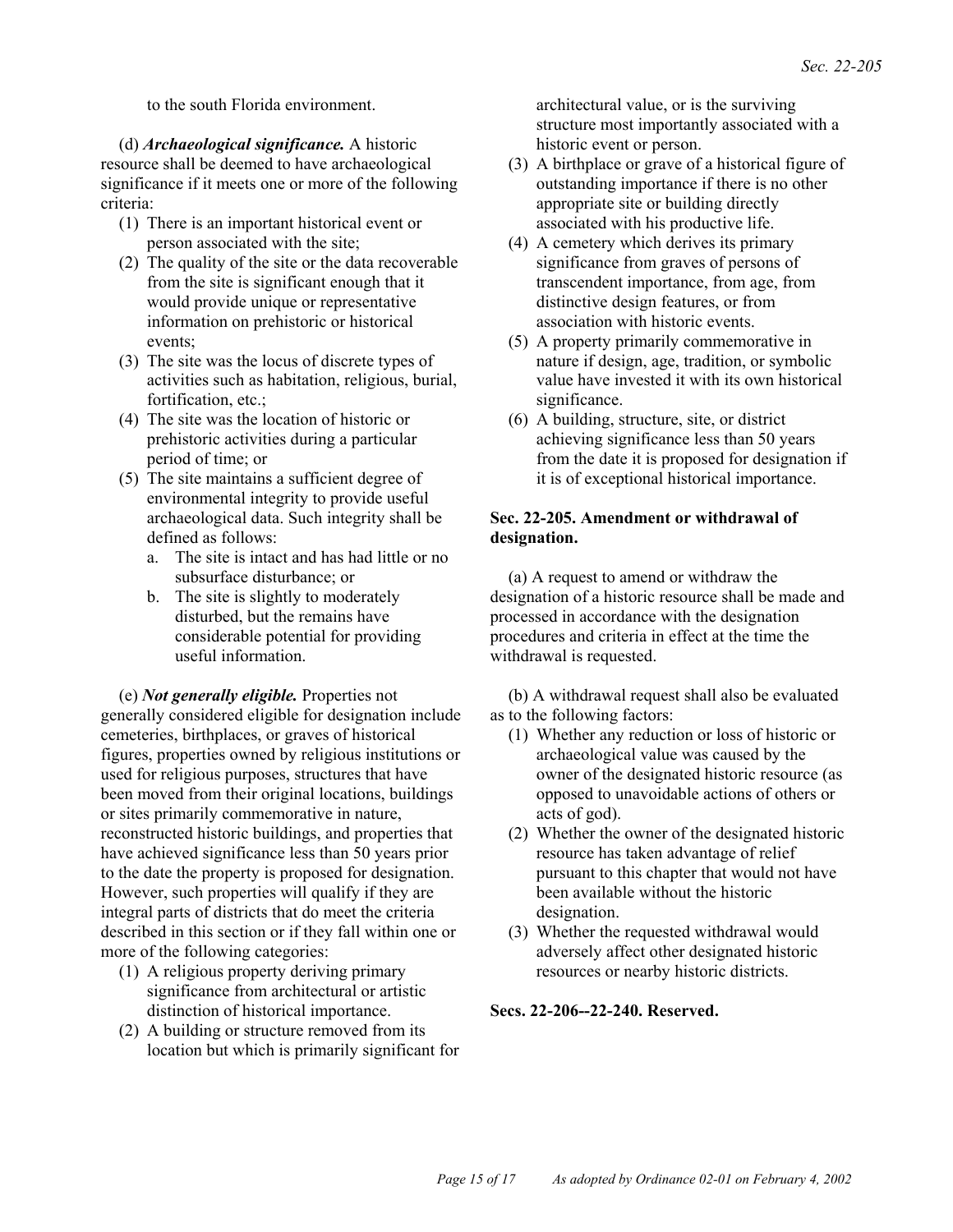to the south Florida environment.

(d) ***Archaeological significance.*** A historic resource shall be deemed to have archaeological significance if it meets one or more of the following criteria:

1. There is an important historical event or person associated with the site;
2. The quality of the site or the data recoverable from the site is significant enough that it would provide unique or representative information on prehistoric or historical events;
3. The site was the locus of discrete types of activities such as habitation, religious, burial, fortification, etc.;
4. The site was the location of historic or prehistoric activities during a particular period of time; or
5. The site maintains a sufficient degree of environmental integrity to provide useful archaeological data. Such integrity shall be defined as follows:
   a. The site is intact and has had little or no subsurface disturbance; or
   b. The site is slightly to moderately disturbed, but the remains have considerable potential for providing useful information.

(e) ***Not generally eligible.*** Properties not generally considered eligible for designation include cemeteries, birthplaces, or graves of historical figures, properties owned by religious institutions or used for religious purposes, structures that have been moved from their original locations, buildings or sites primarily commemorative in nature, reconstructed historic buildings, and properties that have achieved significance less than 50 years prior to the date the property is proposed for designation. However, such properties will qualify if they are integral parts of districts that do meet the criteria described in this section or if they fall within one or more of the following categories:

1. A religious property deriving primary significance from architectural or artistic distinction of historical importance.
2. A building or structure removed from its location but which is primarily significant for architectural value, or is the surviving structure most importantly associated with a historic event or person.
3. A birthplace or grave of a historical figure of outstanding importance if there is no other appropriate site or building directly associated with his productive life.
4. A cemetery which derives its primary significance from graves of persons of transcendent importance, from age, from distinctive design features, or from association with historic events.
5. A property primarily commemorative in nature if design, age, tradition, or symbolic value have invested it with its own historical significance.
6. A building, structure, site, or district achieving significance less than 50 years from the date it is proposed for designation if it is of exceptional historical importance.

**Sec. 22-205. Amendment or withdrawal of designation.**

(a) A request to amend or withdraw the designation of a historic resource shall be made and processed in accordance with the designation procedures and criteria in effect at the time the withdrawal is requested.

(b) A withdrawal request shall also be evaluated as to the following factors:

1. Whether any reduction or loss of historic or archaeological value was caused by the owner of the designated historic resource (as opposed to unavoidable actions of others or acts of god).
2. Whether the owner of the designated historic resource has taken advantage of relief pursuant to this chapter that would not have been available without the historic designation.
3. Whether the requested withdrawal would adversely affect other designated historic resources or nearby historic districts.

**Secs. 22-206--22-240. Reserved.**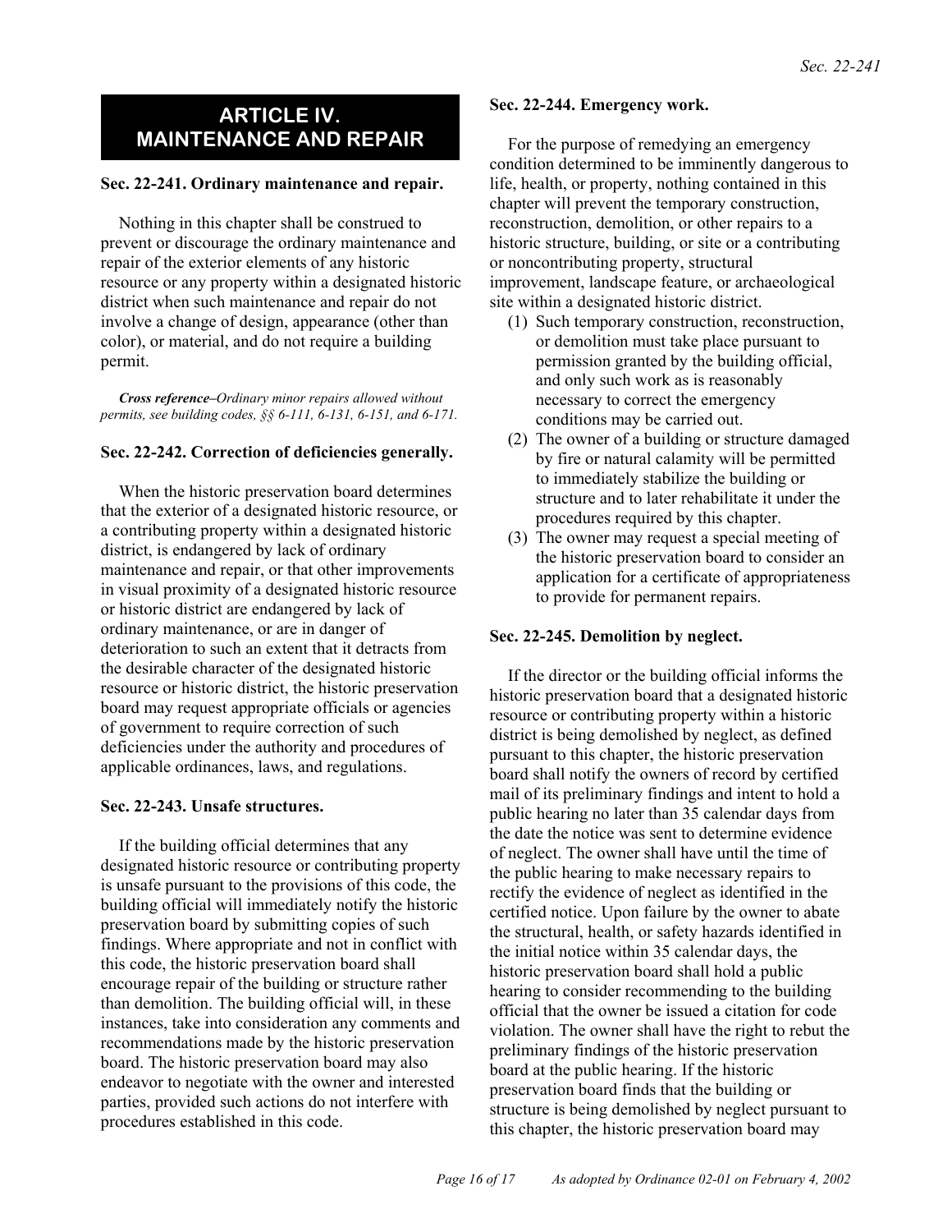## ARTICLE IV. MAINTENANCE AND REPAIR

### Sec. 22-241. Ordinary maintenance and repair.

Nothing in this chapter shall be construed to prevent or discourage the ordinary maintenance and repair of the exterior elements of any historic resource or any property within a designated historic district when such maintenance and repair do not involve a change of design, appearance (other than color), or material, and do not require a building permit.

***Cross reference***–*Ordinary minor repairs allowed without permits, see building codes, §§ 6-111, 6-131, 6-151, and 6-171.*

### Sec. 22-242. Correction of deficiencies generally.

When the historic preservation board determines that the exterior of a designated historic resource, or a contributing property within a designated historic district, is endangered by lack of ordinary maintenance and repair, or that other improvements in visual proximity of a designated historic resource or historic district are endangered by lack of ordinary maintenance, or are in danger of deterioration to such an extent that it detracts from the desirable character of the designated historic resource or historic district, the historic preservation board may request appropriate officials or agencies of government to require correction of such deficiencies under the authority and procedures of applicable ordinances, laws, and regulations.

### Sec. 22-243. Unsafe structures.

If the building official determines that any designated historic resource or contributing property is unsafe pursuant to the provisions of this code, the building official will immediately notify the historic preservation board by submitting copies of such findings. Where appropriate and not in conflict with this code, the historic preservation board shall encourage repair of the building or structure rather than demolition. The building official will, in these instances, take into consideration any comments and recommendations made by the historic preservation board. The historic preservation board may also endeavor to negotiate with the owner and interested parties, provided such actions do not interfere with procedures established in this code.

### Sec. 22-244. Emergency work.

For the purpose of remedying an emergency condition determined to be imminently dangerous to life, health, or property, nothing contained in this chapter will prevent the temporary construction, reconstruction, demolition, or other repairs to a historic structure, building, or site or a contributing or noncontributing property, structural improvement, landscape feature, or archaeological site within a designated historic district.

(1) Such temporary construction, reconstruction, or demolition must take place pursuant to permission granted by the building official, and only such work as is reasonably necessary to correct the emergency conditions may be carried out.

(2) The owner of a building or structure damaged by fire or natural calamity will be permitted to immediately stabilize the building or structure and to later rehabilitate it under the procedures required by this chapter.

(3) The owner may request a special meeting of the historic preservation board to consider an application for a certificate of appropriateness to provide for permanent repairs.

### Sec. 22-245. Demolition by neglect.

If the director or the building official informs the historic preservation board that a designated historic resource or contributing property within a historic district is being demolished by neglect, as defined pursuant to this chapter, the historic preservation board shall notify the owners of record by certified mail of its preliminary findings and intent to hold a public hearing no later than 35 calendar days from the date the notice was sent to determine evidence of neglect. The owner shall have until the time of the public hearing to make necessary repairs to rectify the evidence of neglect as identified in the certified notice. Upon failure by the owner to abate the structural, health, or safety hazards identified in the initial notice within 35 calendar days, the historic preservation board shall hold a public hearing to consider recommending to the building official that the owner be issued a citation for code violation. The owner shall have the right to rebut the preliminary findings of the historic preservation board at the public hearing. If the historic preservation board finds that the building or structure is being demolished by neglect pursuant to this chapter, the historic preservation board may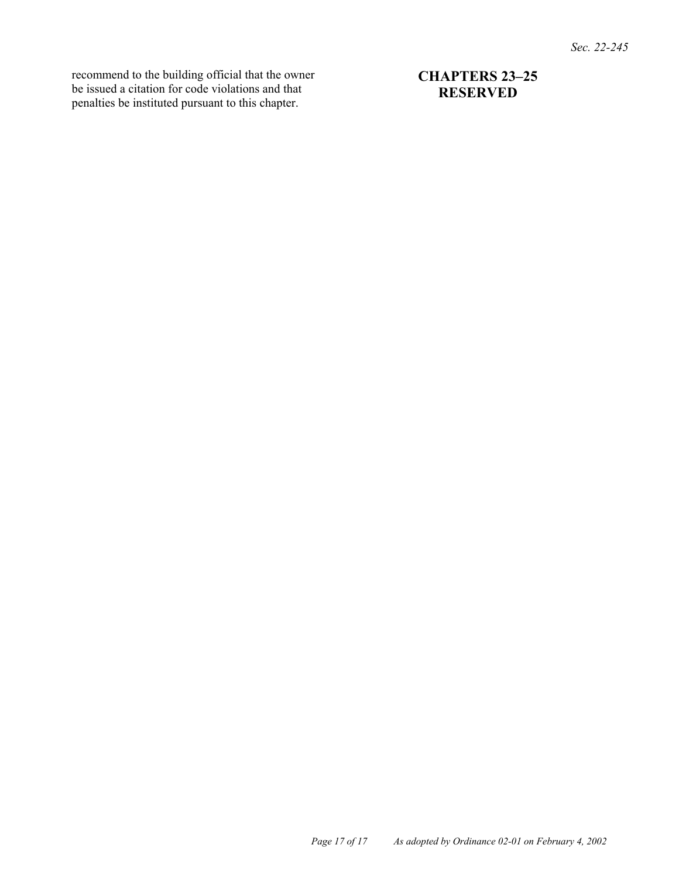recommend to the building official that the owner be issued a citation for code violations and that penalties be instituted pursuant to this chapter.

# CHAPTERS 23–25 RESERVED